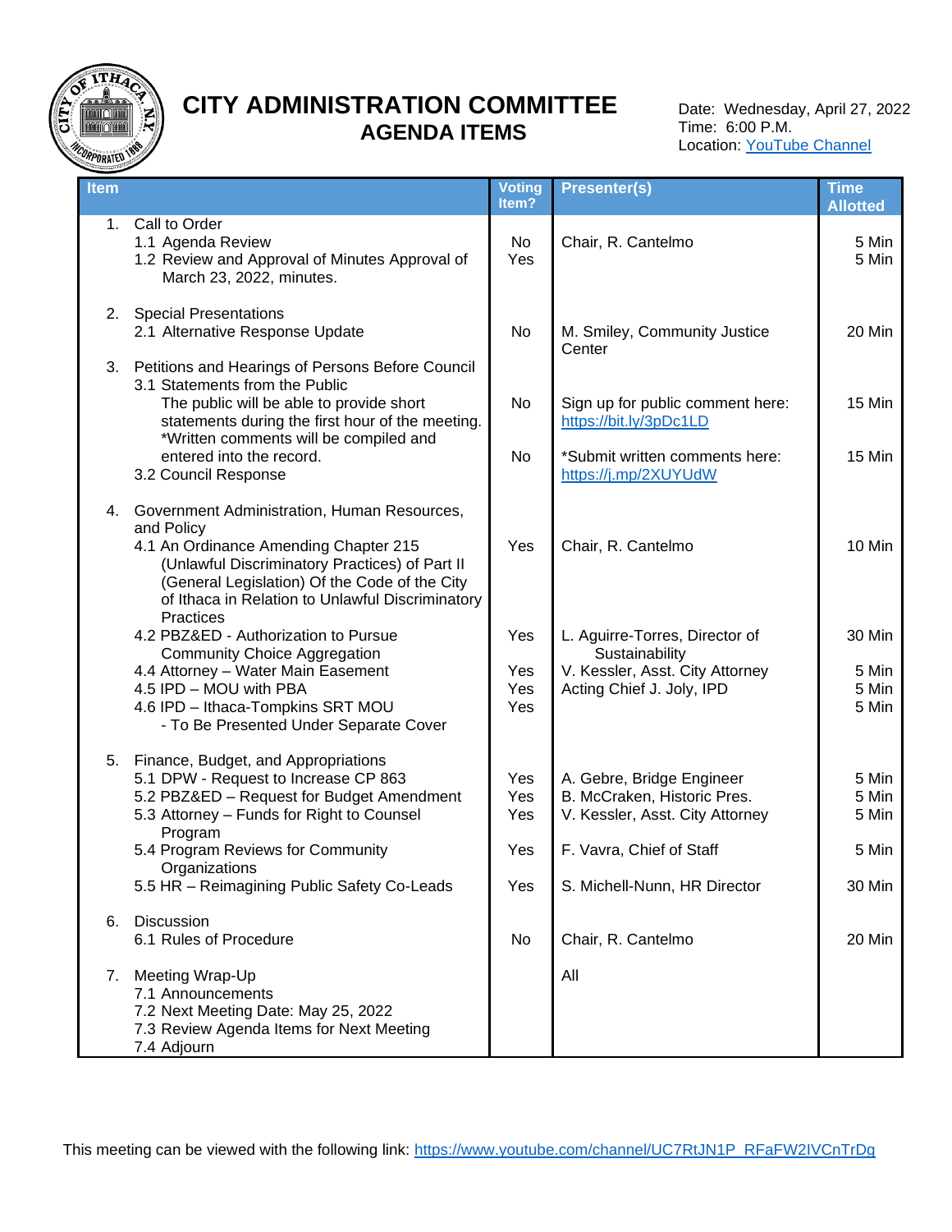# CITY ADMINISTRATION COMMITTEE

## AGENDA ITEMS

Date: Wednesday, April 27, 2022
Time: 6:00 P.M.
Location: YouTube Channel

| Item | Voting Item? | Presenter(s) | Time Allotted |
|---|---|---|---|
| 1. Call to Order | | | |
| 1.1 Agenda Review | No | Chair, R. Cantelmo | 5 Min |
| 1.2 Review and Approval of Minutes Approval of March 23, 2022, minutes. | Yes | | 5 Min |
| 2. Special Presentations | | | |
| 2.1 Alternative Response Update | No | M. Smiley, Community Justice Center | 20 Min |
| 3. Petitions and Hearings of Persons Before Council | | | |
| 3.1 Statements from the Public The public will be able to provide short statements during the first hour of the meeting. *Written comments will be compiled and entered into the record. | No | Sign up for public comment here: https://bit.ly/3pDc1LD | 15 Min |
| 3.2 Council Response | No | *Submit written comments here: https://j.mp/2XUYUdW | 15 Min |
| 4. Government Administration, Human Resources, and Policy | | | |
| 4.1 An Ordinance Amending Chapter 215 (Unlawful Discriminatory Practices) of Part II (General Legislation) Of the Code of the City of Ithaca in Relation to Unlawful Discriminatory Practices | Yes | Chair, R. Cantelmo | 10 Min |
| 4.2 PBZ&ED - Authorization to Pursue Community Choice Aggregation | Yes | L. Aguirre-Torres, Director of Sustainability | 30 Min |
| 4.4 Attorney – Water Main Easement | Yes | V. Kessler, Asst. City Attorney | 5 Min |
| 4.5 IPD – MOU with PBA | Yes | Acting Chief J. Joly, IPD | 5 Min |
| 4.6 IPD – Ithaca-Tompkins SRT MOU - To Be Presented Under Separate Cover | Yes | | 5 Min |
| 5. Finance, Budget, and Appropriations | | | |
| 5.1 DPW - Request to Increase CP 863 | Yes | A. Gebre, Bridge Engineer | 5 Min |
| 5.2 PBZ&ED – Request for Budget Amendment | Yes | B. McCraken, Historic Pres. | 5 Min |
| 5.3 Attorney – Funds for Right to Counsel Program | Yes | V. Kessler, Asst. City Attorney | 5 Min |
| 5.4 Program Reviews for Community Organizations | Yes | F. Vavra, Chief of Staff | 5 Min |
| 5.5 HR – Reimagining Public Safety Co-Leads | Yes | S. Michell-Nunn, HR Director | 30 Min |
| 6. Discussion | | | |
| 6.1 Rules of Procedure | No | Chair, R. Cantelmo | 20 Min |
| 7. Meeting Wrap-Up | | All | |
| 7.1 Announcements | | | |
| 7.2 Next Meeting Date: May 25, 2022 | | | |
| 7.3 Review Agenda Items for Next Meeting | | | |
| 7.4 Adjourn | | | |

This meeting can be viewed with the following link: https://www.youtube.com/channel/UC7RtJN1P_RFaFW2IVCnTrDg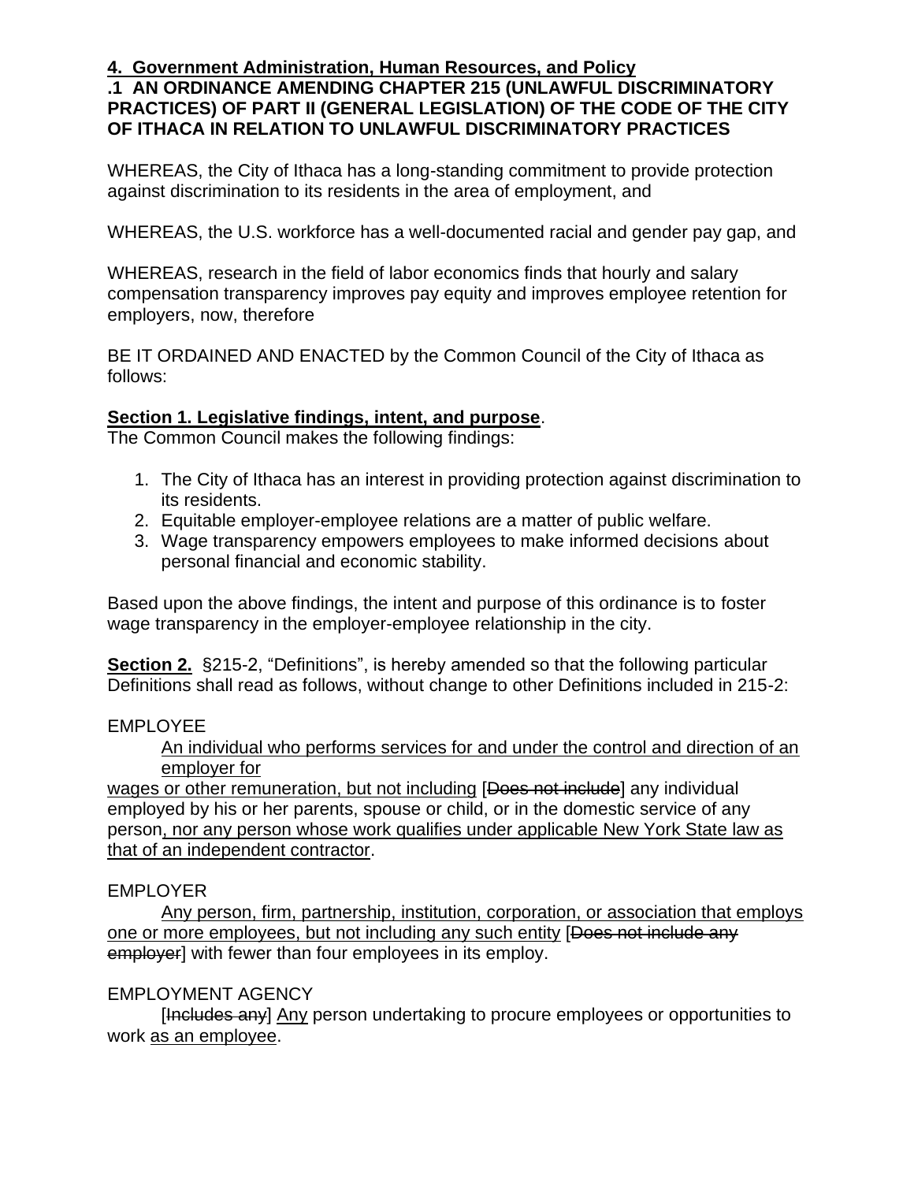**4. Government Administration, Human Resources, and Policy**

**.1 AN ORDINANCE AMENDING CHAPTER 215 (UNLAWFUL DISCRIMINATORY PRACTICES) OF PART II (GENERAL LEGISLATION) OF THE CODE OF THE CITY OF ITHACA IN RELATION TO UNLAWFUL DISCRIMINATORY PRACTICES**

WHEREAS, the City of Ithaca has a long-standing commitment to provide protection against discrimination to its residents in the area of employment, and

WHEREAS, the U.S. workforce has a well-documented racial and gender pay gap, and

WHEREAS, research in the field of labor economics finds that hourly and salary compensation transparency improves pay equity and improves employee retention for employers, now, therefore

BE IT ORDAINED AND ENACTED by the Common Council of the City of Ithaca as follows:

**Section 1. Legislative findings, intent, and purpose**.

The Common Council makes the following findings:

1. The City of Ithaca has an interest in providing protection against discrimination to its residents.
2. Equitable employer-employee relations are a matter of public welfare.
3. Wage transparency empowers employees to make informed decisions about personal financial and economic stability.

Based upon the above findings, the intent and purpose of this ordinance is to foster wage transparency in the employer-employee relationship in the city.

**Section 2.** §215-2, "Definitions", is hereby amended so that the following particular Definitions shall read as follows, without change to other Definitions included in 215-2:

EMPLOYEE

An individual who performs services for and under the control and direction of an employer for wages or other remuneration, but not including [~~Does not include~~] any individual employed by his or her parents, spouse or child, or in the domestic service of any person, nor any person whose work qualifies under applicable New York State law as that of an independent contractor.

EMPLOYER

Any person, firm, partnership, institution, corporation, or association that employs one or more employees, but not including any such entity [~~Does not include any employer~~] with fewer than four employees in its employ.

EMPLOYMENT AGENCY

[~~Includes any~~] Any person undertaking to procure employees or opportunities to work as an employee.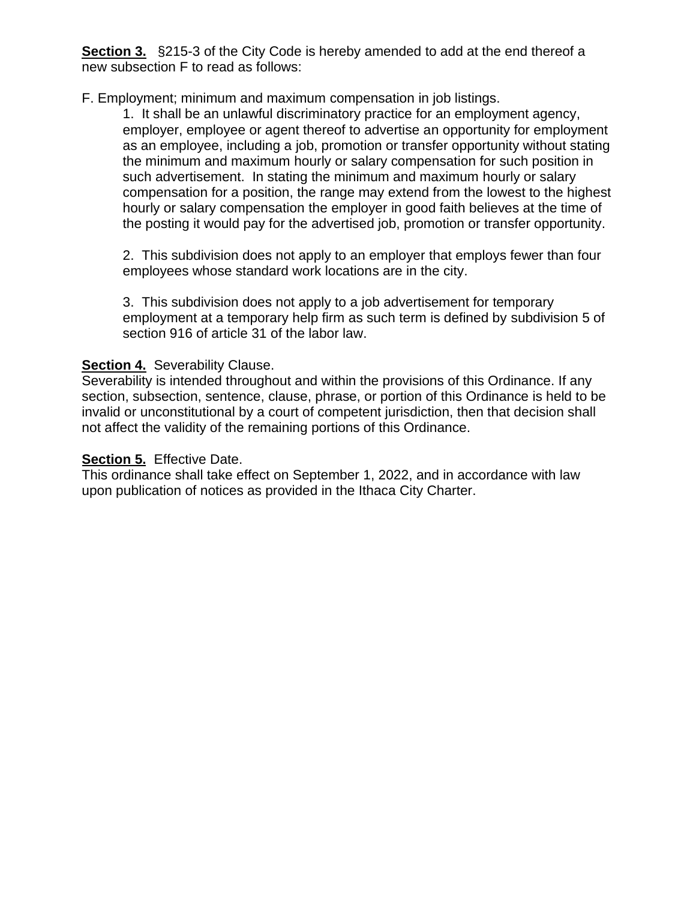**Section 3.** §215-3 of the City Code is hereby amended to add at the end thereof a new subsection F to read as follows:

F. Employment; minimum and maximum compensation in job listings.

1. It shall be an unlawful discriminatory practice for an employment agency, employer, employee or agent thereof to advertise an opportunity for employment as an employee, including a job, promotion or transfer opportunity without stating the minimum and maximum hourly or salary compensation for such position in such advertisement. In stating the minimum and maximum hourly or salary compensation for a position, the range may extend from the lowest to the highest hourly or salary compensation the employer in good faith believes at the time of the posting it would pay for the advertised job, promotion or transfer opportunity.

2. This subdivision does not apply to an employer that employs fewer than four employees whose standard work locations are in the city.

3. This subdivision does not apply to a job advertisement for temporary employment at a temporary help firm as such term is defined by subdivision 5 of section 916 of article 31 of the labor law.

**Section 4.** Severability Clause.
Severability is intended throughout and within the provisions of this Ordinance. If any section, subsection, sentence, clause, phrase, or portion of this Ordinance is held to be invalid or unconstitutional by a court of competent jurisdiction, then that decision shall not affect the validity of the remaining portions of this Ordinance.

**Section 5.** Effective Date.
This ordinance shall take effect on September 1, 2022, and in accordance with law upon publication of notices as provided in the Ithaca City Charter.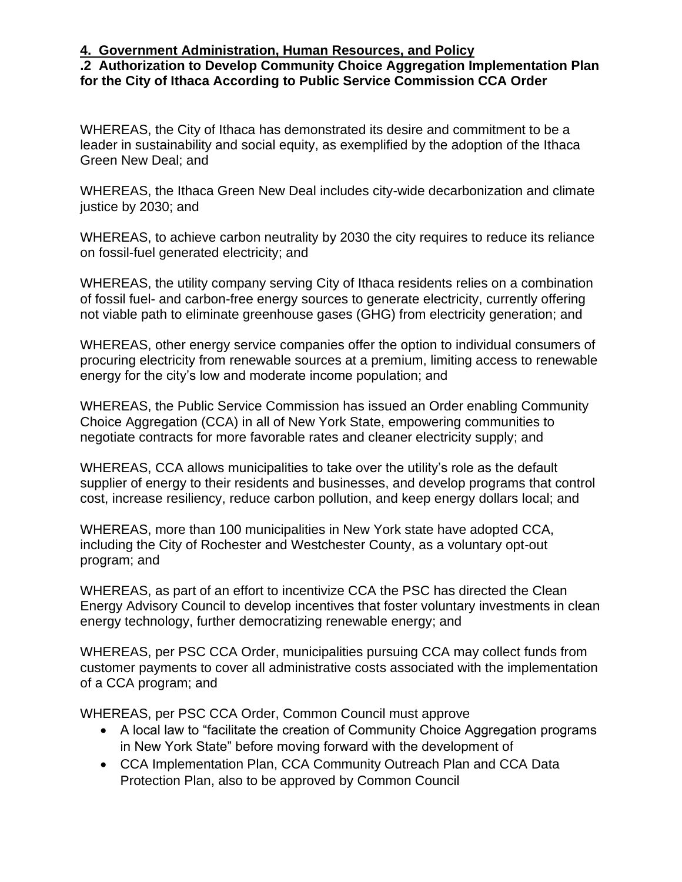**4. Government Administration, Human Resources, and Policy**

**.2 Authorization to Develop Community Choice Aggregation Implementation Plan for the City of Ithaca According to Public Service Commission CCA Order**

WHEREAS, the City of Ithaca has demonstrated its desire and commitment to be a leader in sustainability and social equity, as exemplified by the adoption of the Ithaca Green New Deal; and

WHEREAS, the Ithaca Green New Deal includes city-wide decarbonization and climate justice by 2030; and

WHEREAS, to achieve carbon neutrality by 2030 the city requires to reduce its reliance on fossil-fuel generated electricity; and

WHEREAS, the utility company serving City of Ithaca residents relies on a combination of fossil fuel- and carbon-free energy sources to generate electricity, currently offering not viable path to eliminate greenhouse gases (GHG) from electricity generation; and

WHEREAS, other energy service companies offer the option to individual consumers of procuring electricity from renewable sources at a premium, limiting access to renewable energy for the city's low and moderate income population; and

WHEREAS, the Public Service Commission has issued an Order enabling Community Choice Aggregation (CCA) in all of New York State, empowering communities to negotiate contracts for more favorable rates and cleaner electricity supply; and

WHEREAS, CCA allows municipalities to take over the utility's role as the default supplier of energy to their residents and businesses, and develop programs that control cost, increase resiliency, reduce carbon pollution, and keep energy dollars local; and

WHEREAS, more than 100 municipalities in New York state have adopted CCA, including the City of Rochester and Westchester County, as a voluntary opt-out program; and

WHEREAS, as part of an effort to incentivize CCA the PSC has directed the Clean Energy Advisory Council to develop incentives that foster voluntary investments in clean energy technology, further democratizing renewable energy; and

WHEREAS, per PSC CCA Order, municipalities pursuing CCA may collect funds from customer payments to cover all administrative costs associated with the implementation of a CCA program; and

WHEREAS, per PSC CCA Order, Common Council must approve

- A local law to "facilitate the creation of Community Choice Aggregation programs in New York State" before moving forward with the development of
- CCA Implementation Plan, CCA Community Outreach Plan and CCA Data Protection Plan, also to be approved by Common Council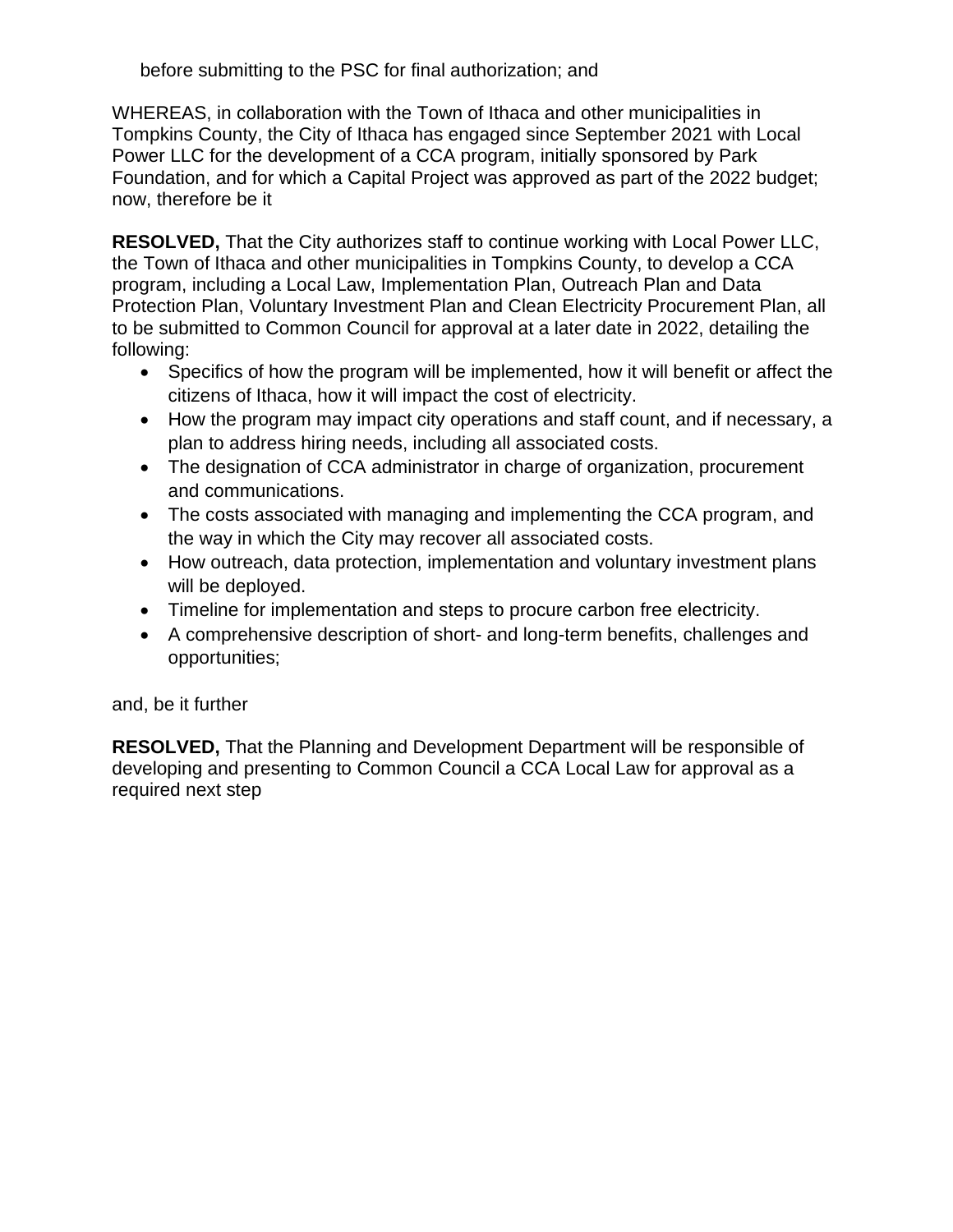before submitting to the PSC for final authorization; and

WHEREAS, in collaboration with the Town of Ithaca and other municipalities in Tompkins County, the City of Ithaca has engaged since September 2021 with Local Power LLC for the development of a CCA program, initially sponsored by Park Foundation, and for which a Capital Project was approved as part of the 2022 budget; now, therefore be it

**RESOLVED,** That the City authorizes staff to continue working with Local Power LLC, the Town of Ithaca and other municipalities in Tompkins County, to develop a CCA program, including a Local Law, Implementation Plan, Outreach Plan and Data Protection Plan, Voluntary Investment Plan and Clean Electricity Procurement Plan, all to be submitted to Common Council for approval at a later date in 2022, detailing the following:

- Specifics of how the program will be implemented, how it will benefit or affect the citizens of Ithaca, how it will impact the cost of electricity.
- How the program may impact city operations and staff count, and if necessary, a plan to address hiring needs, including all associated costs.
- The designation of CCA administrator in charge of organization, procurement and communications.
- The costs associated with managing and implementing the CCA program, and the way in which the City may recover all associated costs.
- How outreach, data protection, implementation and voluntary investment plans will be deployed.
- Timeline for implementation and steps to procure carbon free electricity.
- A comprehensive description of short- and long-term benefits, challenges and opportunities;

and, be it further

**RESOLVED,** That the Planning and Development Department will be responsible of developing and presenting to Common Council a CCA Local Law for approval as a required next step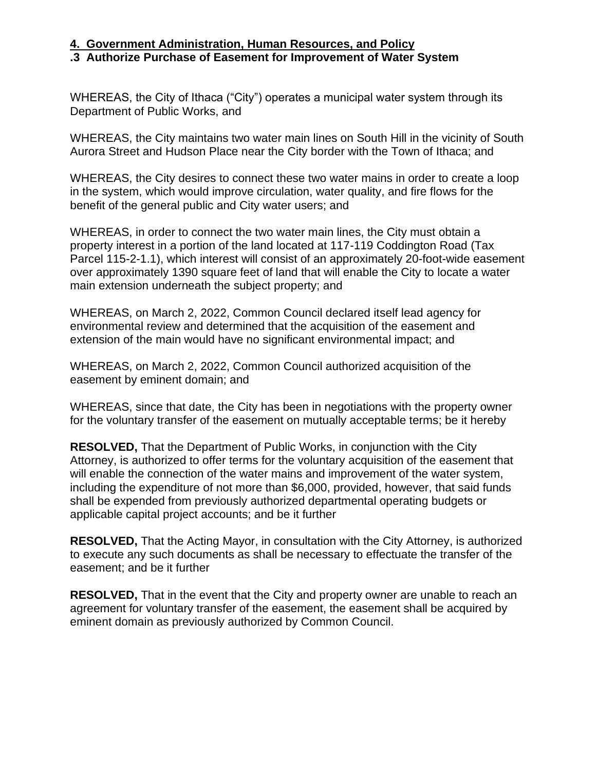## 4. Government Administration, Human Resources, and Policy

### .3 Authorize Purchase of Easement for Improvement of Water System

WHEREAS, the City of Ithaca ("City") operates a municipal water system through its Department of Public Works, and

WHEREAS, the City maintains two water main lines on South Hill in the vicinity of South Aurora Street and Hudson Place near the City border with the Town of Ithaca; and

WHEREAS, the City desires to connect these two water mains in order to create a loop in the system, which would improve circulation, water quality, and fire flows for the benefit of the general public and City water users; and

WHEREAS, in order to connect the two water main lines, the City must obtain a property interest in a portion of the land located at 117-119 Coddington Road (Tax Parcel 115-2-1.1), which interest will consist of an approximately 20-foot-wide easement over approximately 1390 square feet of land that will enable the City to locate a water main extension underneath the subject property; and

WHEREAS, on March 2, 2022, Common Council declared itself lead agency for environmental review and determined that the acquisition of the easement and extension of the main would have no significant environmental impact; and

WHEREAS, on March 2, 2022, Common Council authorized acquisition of the easement by eminent domain; and

WHEREAS, since that date, the City has been in negotiations with the property owner for the voluntary transfer of the easement on mutually acceptable terms; be it hereby

**RESOLVED,** That the Department of Public Works, in conjunction with the City Attorney, is authorized to offer terms for the voluntary acquisition of the easement that will enable the connection of the water mains and improvement of the water system, including the expenditure of not more than $6,000, provided, however, that said funds shall be expended from previously authorized departmental operating budgets or applicable capital project accounts; and be it further

**RESOLVED,** That the Acting Mayor, in consultation with the City Attorney, is authorized to execute any such documents as shall be necessary to effectuate the transfer of the easement; and be it further

**RESOLVED,** That in the event that the City and property owner are unable to reach an agreement for voluntary transfer of the easement, the easement shall be acquired by eminent domain as previously authorized by Common Council.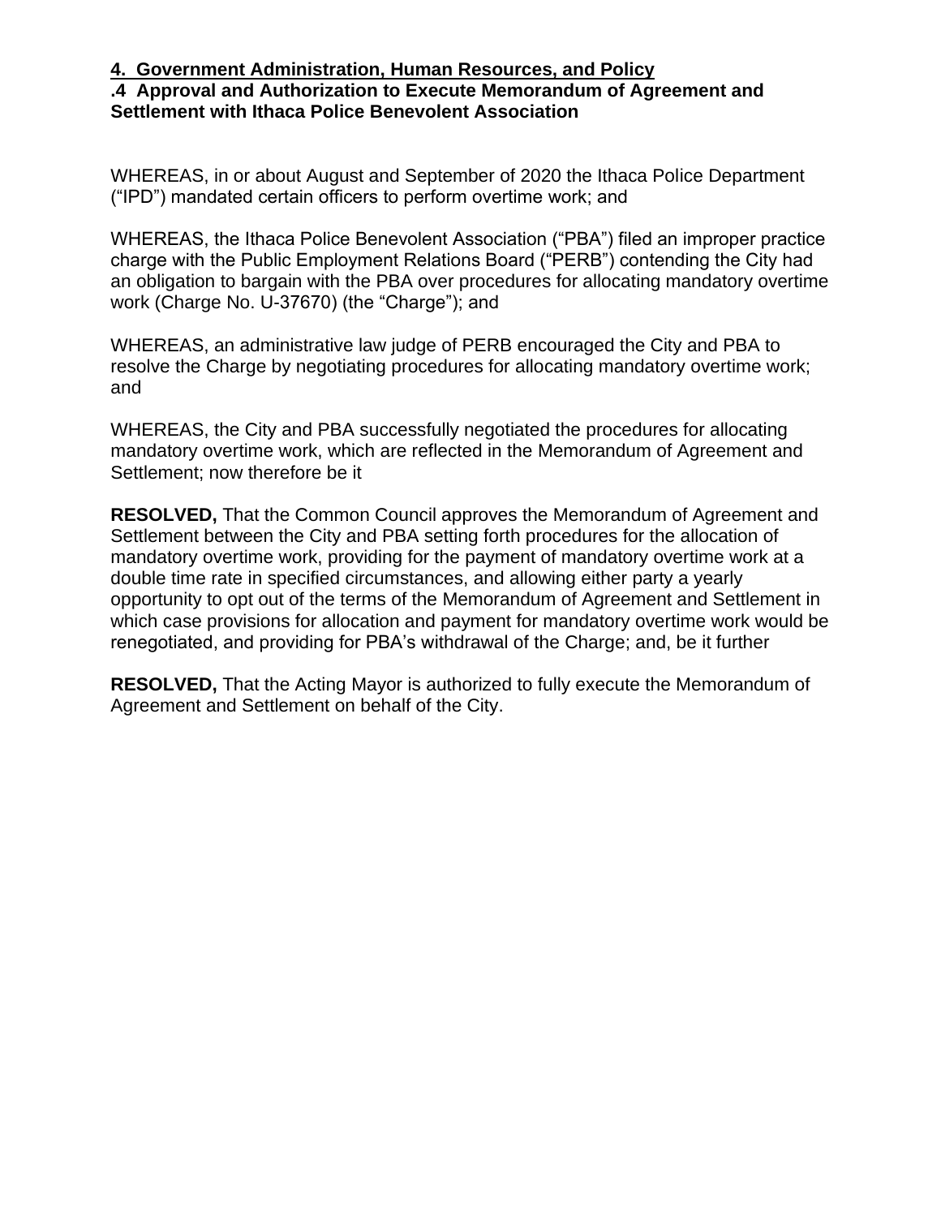**4. Government Administration, Human Resources, and Policy**

**.4 Approval and Authorization to Execute Memorandum of Agreement and Settlement with Ithaca Police Benevolent Association**

WHEREAS, in or about August and September of 2020 the Ithaca Police Department ("IPD") mandated certain officers to perform overtime work; and

WHEREAS, the Ithaca Police Benevolent Association ("PBA") filed an improper practice charge with the Public Employment Relations Board ("PERB") contending the City had an obligation to bargain with the PBA over procedures for allocating mandatory overtime work (Charge No. U-37670) (the "Charge"); and

WHEREAS, an administrative law judge of PERB encouraged the City and PBA to resolve the Charge by negotiating procedures for allocating mandatory overtime work; and

WHEREAS, the City and PBA successfully negotiated the procedures for allocating mandatory overtime work, which are reflected in the Memorandum of Agreement and Settlement; now therefore be it

**RESOLVED,** That the Common Council approves the Memorandum of Agreement and Settlement between the City and PBA setting forth procedures for the allocation of mandatory overtime work, providing for the payment of mandatory overtime work at a double time rate in specified circumstances, and allowing either party a yearly opportunity to opt out of the terms of the Memorandum of Agreement and Settlement in which case provisions for allocation and payment for mandatory overtime work would be renegotiated, and providing for PBA's withdrawal of the Charge; and, be it further

**RESOLVED,** That the Acting Mayor is authorized to fully execute the Memorandum of Agreement and Settlement on behalf of the City.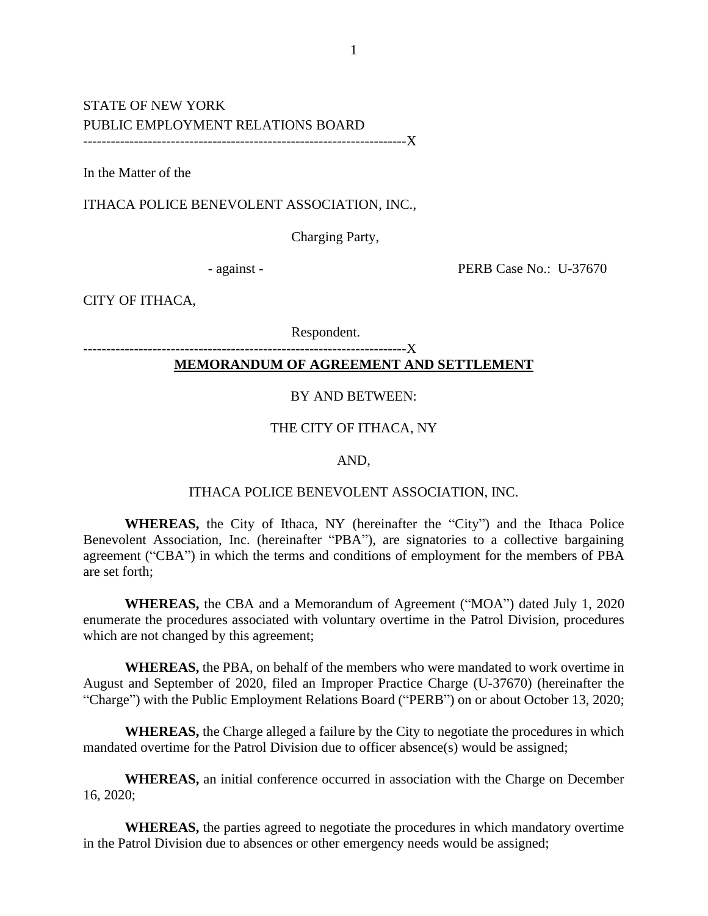STATE OF NEW YORK
PUBLIC EMPLOYMENT RELATIONS BOARD
---------------------------------------------------------------------X

In the Matter of the

ITHACA POLICE BENEVOLENT ASSOCIATION, INC.,

Charging Party,

- against - PERB Case No.: U-37670

CITY OF ITHACA,

Respondent.
---------------------------------------------------------------------X

**MEMORANDUM OF AGREEMENT AND SETTLEMENT**

BY AND BETWEEN:

THE CITY OF ITHACA, NY

AND,

ITHACA POLICE BENEVOLENT ASSOCIATION, INC.

**WHEREAS,** the City of Ithaca, NY (hereinafter the "City") and the Ithaca Police Benevolent Association, Inc. (hereinafter "PBA"), are signatories to a collective bargaining agreement ("CBA") in which the terms and conditions of employment for the members of PBA are set forth;

**WHEREAS,** the CBA and a Memorandum of Agreement ("MOA") dated July 1, 2020 enumerate the procedures associated with voluntary overtime in the Patrol Division, procedures which are not changed by this agreement;

**WHEREAS,** the PBA, on behalf of the members who were mandated to work overtime in August and September of 2020, filed an Improper Practice Charge (U-37670) (hereinafter the "Charge") with the Public Employment Relations Board ("PERB") on or about October 13, 2020;

**WHEREAS,** the Charge alleged a failure by the City to negotiate the procedures in which mandated overtime for the Patrol Division due to officer absence(s) would be assigned;

**WHEREAS,** an initial conference occurred in association with the Charge on December 16, 2020;

**WHEREAS,** the parties agreed to negotiate the procedures in which mandatory overtime in the Patrol Division due to absences or other emergency needs would be assigned;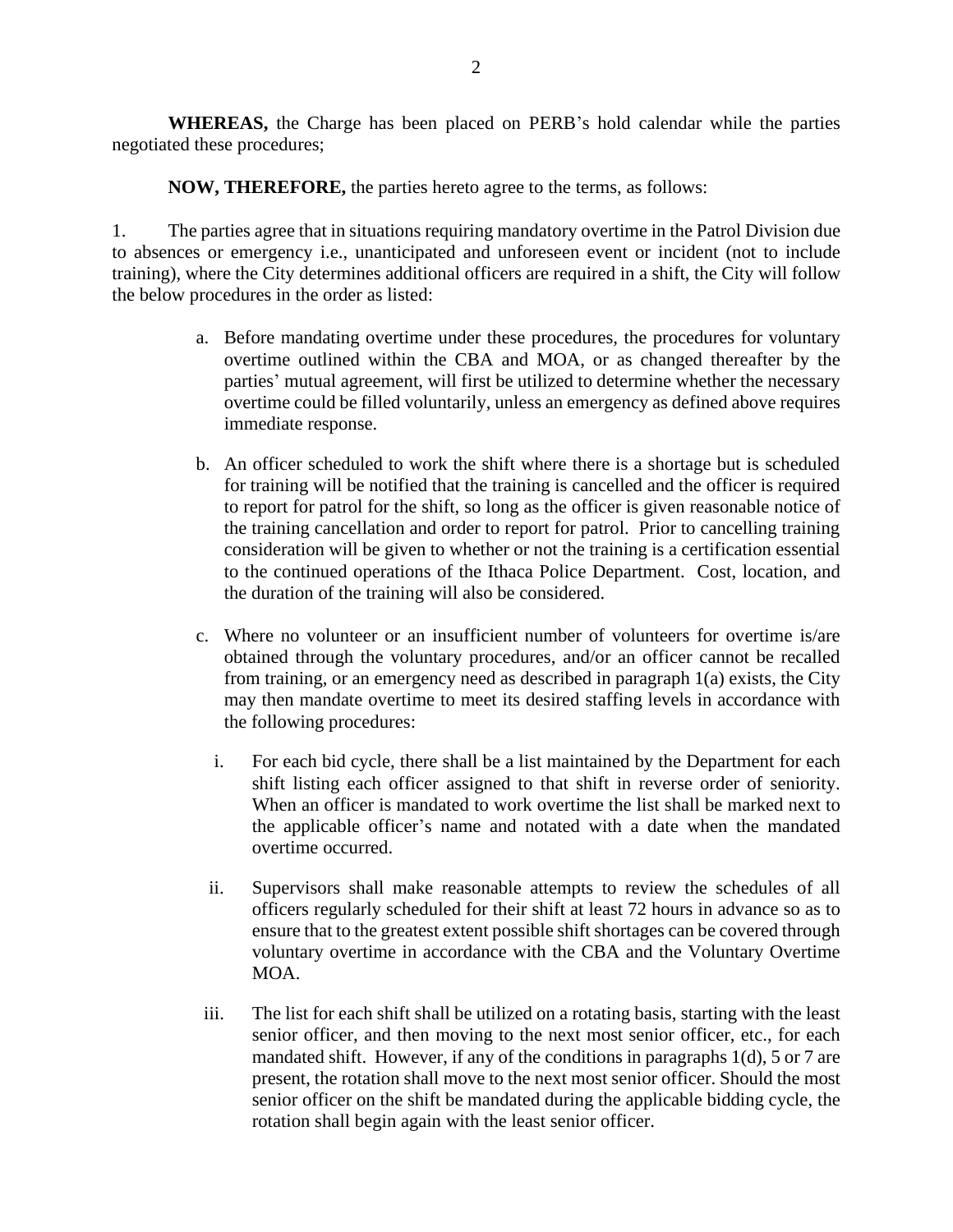**WHEREAS,** the Charge has been placed on PERB's hold calendar while the parties negotiated these procedures;

**NOW, THEREFORE,** the parties hereto agree to the terms, as follows:

1. The parties agree that in situations requiring mandatory overtime in the Patrol Division due to absences or emergency i.e., unanticipated and unforeseen event or incident (not to include training), where the City determines additional officers are required in a shift, the City will follow the below procedures in the order as listed:

   a. Before mandating overtime under these procedures, the procedures for voluntary overtime outlined within the CBA and MOA, or as changed thereafter by the parties' mutual agreement, will first be utilized to determine whether the necessary overtime could be filled voluntarily, unless an emergency as defined above requires immediate response.

   b. An officer scheduled to work the shift where there is a shortage but is scheduled for training will be notified that the training is cancelled and the officer is required to report for patrol for the shift, so long as the officer is given reasonable notice of the training cancellation and order to report for patrol. Prior to cancelling training consideration will be given to whether or not the training is a certification essential to the continued operations of the Ithaca Police Department. Cost, location, and the duration of the training will also be considered.

   c. Where no volunteer or an insufficient number of volunteers for overtime is/are obtained through the voluntary procedures, and/or an officer cannot be recalled from training, or an emergency need as described in paragraph 1(a) exists, the City may then mandate overtime to meet its desired staffing levels in accordance with the following procedures:

      i. For each bid cycle, there shall be a list maintained by the Department for each shift listing each officer assigned to that shift in reverse order of seniority. When an officer is mandated to work overtime the list shall be marked next to the applicable officer's name and notated with a date when the mandated overtime occurred.

      ii. Supervisors shall make reasonable attempts to review the schedules of all officers regularly scheduled for their shift at least 72 hours in advance so as to ensure that to the greatest extent possible shift shortages can be covered through voluntary overtime in accordance with the CBA and the Voluntary Overtime MOA.

      iii. The list for each shift shall be utilized on a rotating basis, starting with the least senior officer, and then moving to the next most senior officer, etc., for each mandated shift. However, if any of the conditions in paragraphs 1(d), 5 or 7 are present, the rotation shall move to the next most senior officer. Should the most senior officer on the shift be mandated during the applicable bidding cycle, the rotation shall begin again with the least senior officer.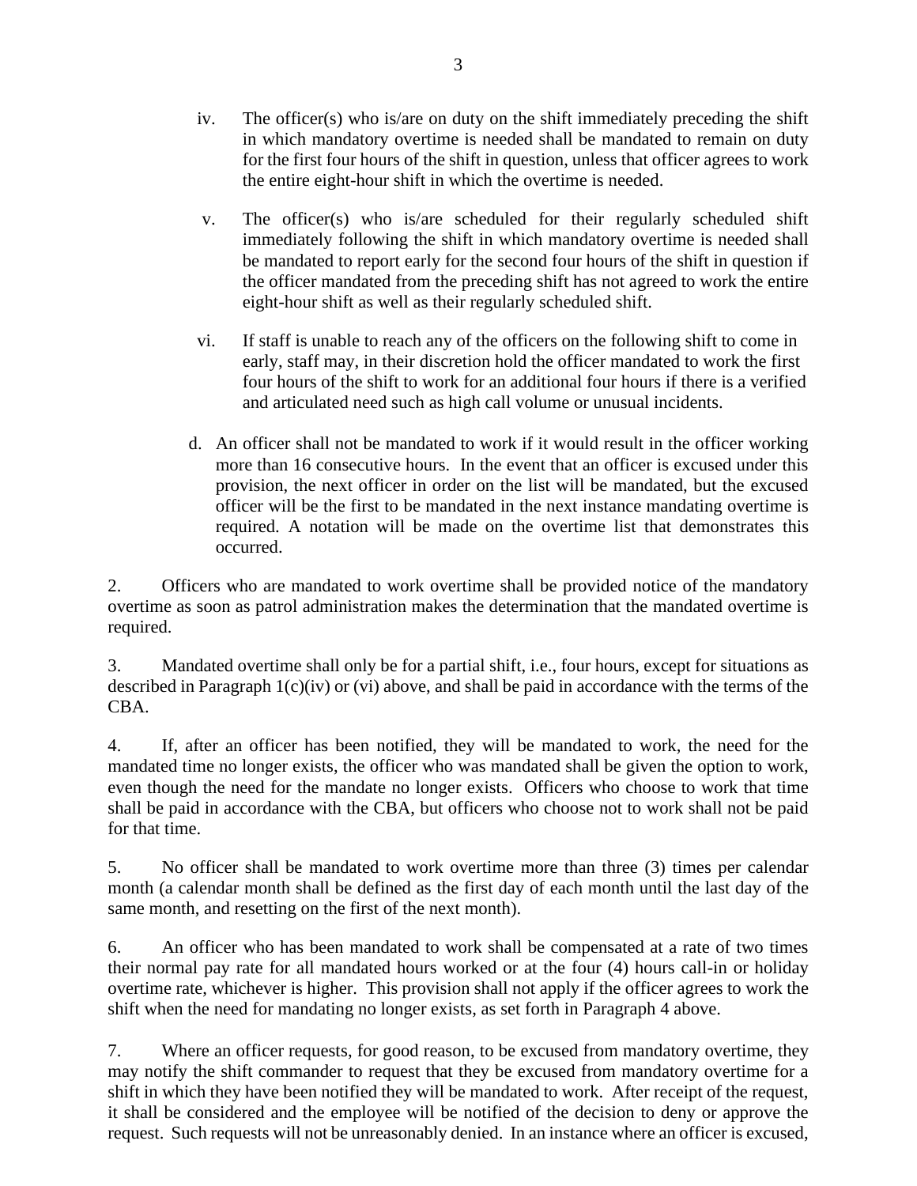iv. The officer(s) who is/are on duty on the shift immediately preceding the shift in which mandatory overtime is needed shall be mandated to remain on duty for the first four hours of the shift in question, unless that officer agrees to work the entire eight-hour shift in which the overtime is needed.

v. The officer(s) who is/are scheduled for their regularly scheduled shift immediately following the shift in which mandatory overtime is needed shall be mandated to report early for the second four hours of the shift in question if the officer mandated from the preceding shift has not agreed to work the entire eight-hour shift as well as their regularly scheduled shift.

vi. If staff is unable to reach any of the officers on the following shift to come in early, staff may, in their discretion hold the officer mandated to work the first four hours of the shift to work for an additional four hours if there is a verified and articulated need such as high call volume or unusual incidents.

d. An officer shall not be mandated to work if it would result in the officer working more than 16 consecutive hours. In the event that an officer is excused under this provision, the next officer in order on the list will be mandated, but the excused officer will be the first to be mandated in the next instance mandating overtime is required. A notation will be made on the overtime list that demonstrates this occurred.

2. Officers who are mandated to work overtime shall be provided notice of the mandatory overtime as soon as patrol administration makes the determination that the mandated overtime is required.

3. Mandated overtime shall only be for a partial shift, i.e., four hours, except for situations as described in Paragraph 1(c)(iv) or (vi) above, and shall be paid in accordance with the terms of the CBA.

4. If, after an officer has been notified, they will be mandated to work, the need for the mandated time no longer exists, the officer who was mandated shall be given the option to work, even though the need for the mandate no longer exists. Officers who choose to work that time shall be paid in accordance with the CBA, but officers who choose not to work shall not be paid for that time.

5. No officer shall be mandated to work overtime more than three (3) times per calendar month (a calendar month shall be defined as the first day of each month until the last day of the same month, and resetting on the first of the next month).

6. An officer who has been mandated to work shall be compensated at a rate of two times their normal pay rate for all mandated hours worked or at the four (4) hours call-in or holiday overtime rate, whichever is higher. This provision shall not apply if the officer agrees to work the shift when the need for mandating no longer exists, as set forth in Paragraph 4 above.

7. Where an officer requests, for good reason, to be excused from mandatory overtime, they may notify the shift commander to request that they be excused from mandatory overtime for a shift in which they have been notified they will be mandated to work. After receipt of the request, it shall be considered and the employee will be notified of the decision to deny or approve the request. Such requests will not be unreasonably denied. In an instance where an officer is excused,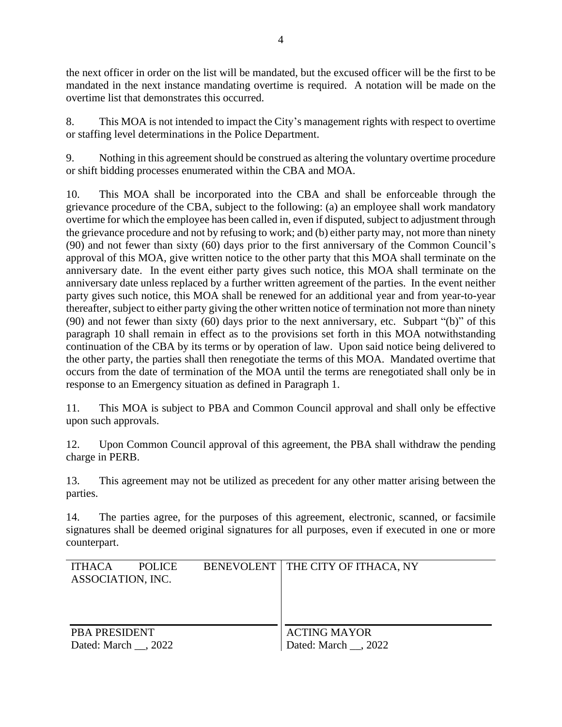the next officer in order on the list will be mandated, but the excused officer will be the first to be mandated in the next instance mandating overtime is required. A notation will be made on the overtime list that demonstrates this occurred.

8. This MOA is not intended to impact the City's management rights with respect to overtime or staffing level determinations in the Police Department.

9. Nothing in this agreement should be construed as altering the voluntary overtime procedure or shift bidding processes enumerated within the CBA and MOA.

10. This MOA shall be incorporated into the CBA and shall be enforceable through the grievance procedure of the CBA, subject to the following: (a) an employee shall work mandatory overtime for which the employee has been called in, even if disputed, subject to adjustment through the grievance procedure and not by refusing to work; and (b) either party may, not more than ninety (90) and not fewer than sixty (60) days prior to the first anniversary of the Common Council's approval of this MOA, give written notice to the other party that this MOA shall terminate on the anniversary date. In the event either party gives such notice, this MOA shall terminate on the anniversary date unless replaced by a further written agreement of the parties. In the event neither party gives such notice, this MOA shall be renewed for an additional year and from year-to-year thereafter, subject to either party giving the other written notice of termination not more than ninety (90) and not fewer than sixty (60) days prior to the next anniversary, etc. Subpart "(b)" of this paragraph 10 shall remain in effect as to the provisions set forth in this MOA notwithstanding continuation of the CBA by its terms or by operation of law. Upon said notice being delivered to the other party, the parties shall then renegotiate the terms of this MOA. Mandated overtime that occurs from the date of termination of the MOA until the terms are renegotiated shall only be in response to an Emergency situation as defined in Paragraph 1.

11. This MOA is subject to PBA and Common Council approval and shall only be effective upon such approvals.

12. Upon Common Council approval of this agreement, the PBA shall withdraw the pending charge in PERB.

13. This agreement may not be utilized as precedent for any other matter arising between the parties.

14. The parties agree, for the purposes of this agreement, electronic, scanned, or facsimile signatures shall be deemed original signatures for all purposes, even if executed in one or more counterpart.

| ITHACA POLICE BENEVOLENT ASSOCIATION, INC. | THE CITY OF ITHACA, NY |
| --- | --- |
| PBA PRESIDENT<br>Dated: March __, 2022 | ACTING MAYOR<br>Dated: March __, 2022 |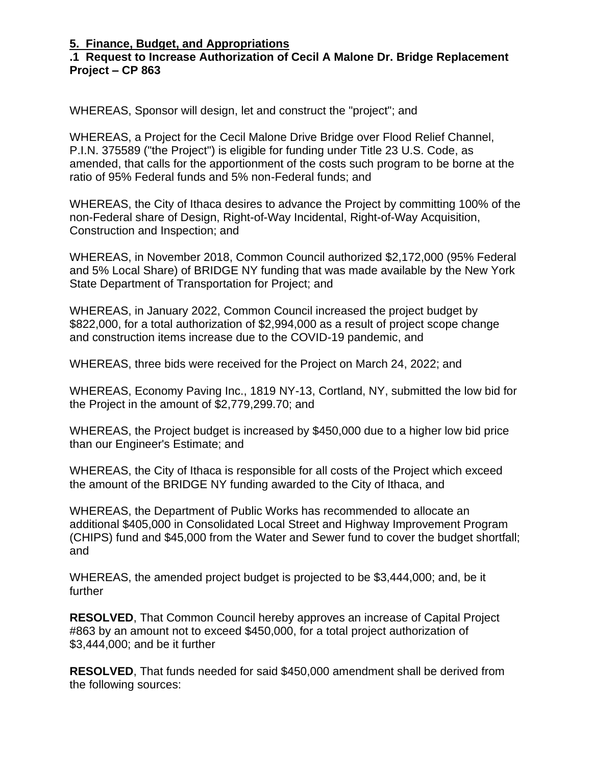**5. Finance, Budget, and Appropriations**

**.1 Request to Increase Authorization of Cecil A Malone Dr. Bridge Replacement Project – CP 863**

WHEREAS, Sponsor will design, let and construct the "project"; and

WHEREAS, a Project for the Cecil Malone Drive Bridge over Flood Relief Channel, P.I.N. 375589 ("the Project") is eligible for funding under Title 23 U.S. Code, as amended, that calls for the apportionment of the costs such program to be borne at the ratio of 95% Federal funds and 5% non-Federal funds; and

WHEREAS, the City of Ithaca desires to advance the Project by committing 100% of the non-Federal share of Design, Right-of-Way Incidental, Right-of-Way Acquisition, Construction and Inspection; and

WHEREAS, in November 2018, Common Council authorized $2,172,000 (95% Federal and 5% Local Share) of BRIDGE NY funding that was made available by the New York State Department of Transportation for Project; and

WHEREAS, in January 2022, Common Council increased the project budget by $822,000, for a total authorization of $2,994,000 as a result of project scope change and construction items increase due to the COVID-19 pandemic, and

WHEREAS, three bids were received for the Project on March 24, 2022; and

WHEREAS, Economy Paving Inc., 1819 NY-13, Cortland, NY, submitted the low bid for the Project in the amount of $2,779,299.70; and

WHEREAS, the Project budget is increased by $450,000 due to a higher low bid price than our Engineer's Estimate; and

WHEREAS, the City of Ithaca is responsible for all costs of the Project which exceed the amount of the BRIDGE NY funding awarded to the City of Ithaca, and

WHEREAS, the Department of Public Works has recommended to allocate an additional $405,000 in Consolidated Local Street and Highway Improvement Program (CHIPS) fund and $45,000 from the Water and Sewer fund to cover the budget shortfall; and

WHEREAS, the amended project budget is projected to be $3,444,000; and, be it further

**RESOLVED**, That Common Council hereby approves an increase of Capital Project #863 by an amount not to exceed $450,000, for a total project authorization of $3,444,000; and be it further

**RESOLVED**, That funds needed for said $450,000 amendment shall be derived from the following sources: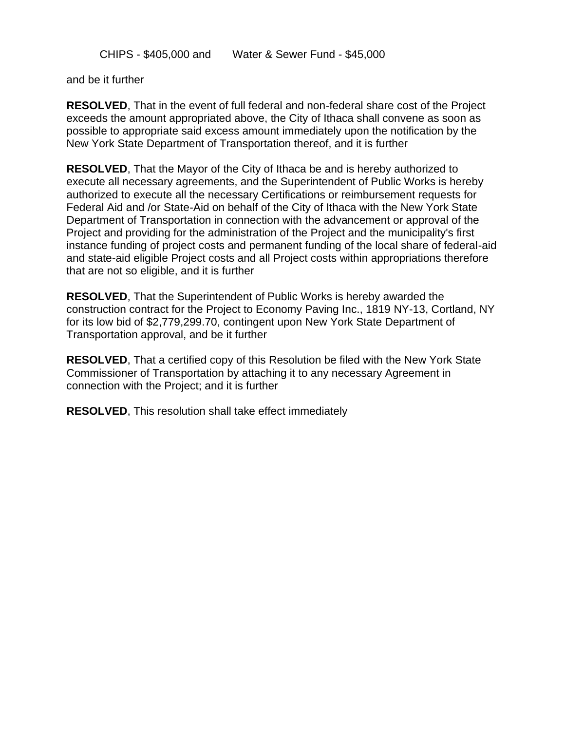CHIPS - $405,000 and  Water & Sewer Fund - $45,000

and be it further

**RESOLVED**, That in the event of full federal and non-federal share cost of the Project exceeds the amount appropriated above, the City of Ithaca shall convene as soon as possible to appropriate said excess amount immediately upon the notification by the New York State Department of Transportation thereof, and it is further

**RESOLVED**, That the Mayor of the City of Ithaca be and is hereby authorized to execute all necessary agreements, and the Superintendent of Public Works is hereby authorized to execute all the necessary Certifications or reimbursement requests for Federal Aid and /or State-Aid on behalf of the City of Ithaca with the New York State Department of Transportation in connection with the advancement or approval of the Project and providing for the administration of the Project and the municipality's first instance funding of project costs and permanent funding of the local share of federal-aid and state-aid eligible Project costs and all Project costs within appropriations therefore that are not so eligible, and it is further

**RESOLVED**, That the Superintendent of Public Works is hereby awarded the construction contract for the Project to Economy Paving Inc., 1819 NY-13, Cortland, NY for its low bid of $2,779,299.70, contingent upon New York State Department of Transportation approval, and be it further

**RESOLVED**, That a certified copy of this Resolution be filed with the New York State Commissioner of Transportation by attaching it to any necessary Agreement in connection with the Project; and it is further

**RESOLVED**, This resolution shall take effect immediately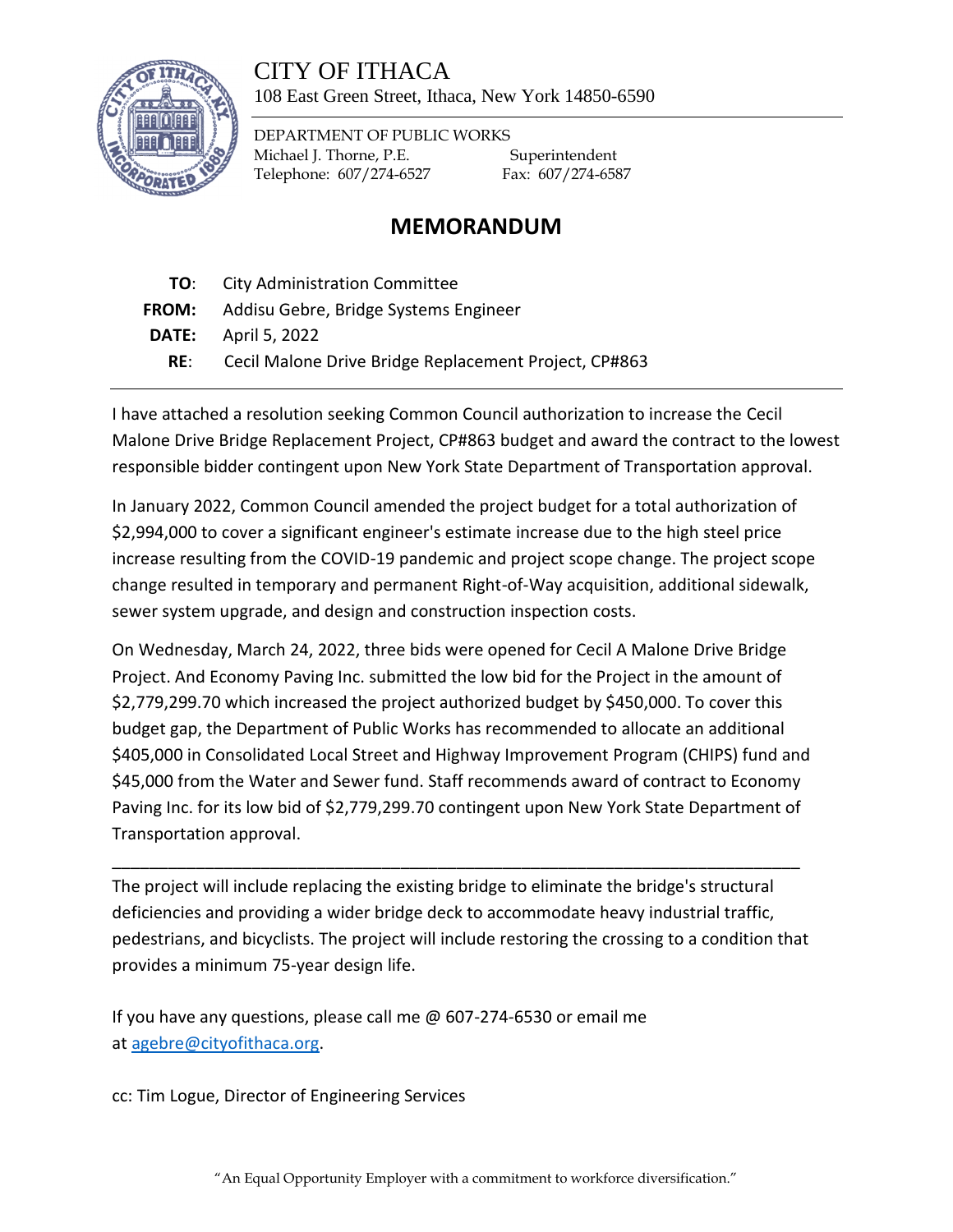CITY OF ITHACA

108 East Green Street, Ithaca, New York 14850-6590

DEPARTMENT OF PUBLIC WORKS
Michael J. Thorne, P.E. Superintendent
Telephone: 607/274-6527 Fax: 607/274-6587

# MEMORANDUM

**TO**: City Administration Committee
**FROM:** Addisu Gebre, Bridge Systems Engineer
**DATE:** April 5, 2022
**RE**: Cecil Malone Drive Bridge Replacement Project, CP#863

---

I have attached a resolution seeking Common Council authorization to increase the Cecil Malone Drive Bridge Replacement Project, CP#863 budget and award the contract to the lowest responsible bidder contingent upon New York State Department of Transportation approval.

In January 2022, Common Council amended the project budget for a total authorization of $2,994,000 to cover a significant engineer's estimate increase due to the high steel price increase resulting from the COVID-19 pandemic and project scope change. The project scope change resulted in temporary and permanent Right-of-Way acquisition, additional sidewalk, sewer system upgrade, and design and construction inspection costs.

On Wednesday, March 24, 2022, three bids were opened for Cecil A Malone Drive Bridge Project. And Economy Paving Inc. submitted the low bid for the Project in the amount of $2,779,299.70 which increased the project authorized budget by $450,000. To cover this budget gap, the Department of Public Works has recommended to allocate an additional $405,000 in Consolidated Local Street and Highway Improvement Program (CHIPS) fund and $45,000 from the Water and Sewer fund. Staff recommends award of contract to Economy Paving Inc. for its low bid of $2,779,299.70 contingent upon New York State Department of Transportation approval.

---

The project will include replacing the existing bridge to eliminate the bridge's structural deficiencies and providing a wider bridge deck to accommodate heavy industrial traffic, pedestrians, and bicyclists. The project will include restoring the crossing to a condition that provides a minimum 75-year design life.

If you have any questions, please call me @ 607-274-6530 or email me at agebre@cityofithaca.org.

cc: Tim Logue, Director of Engineering Services

"An Equal Opportunity Employer with a commitment to workforce diversification."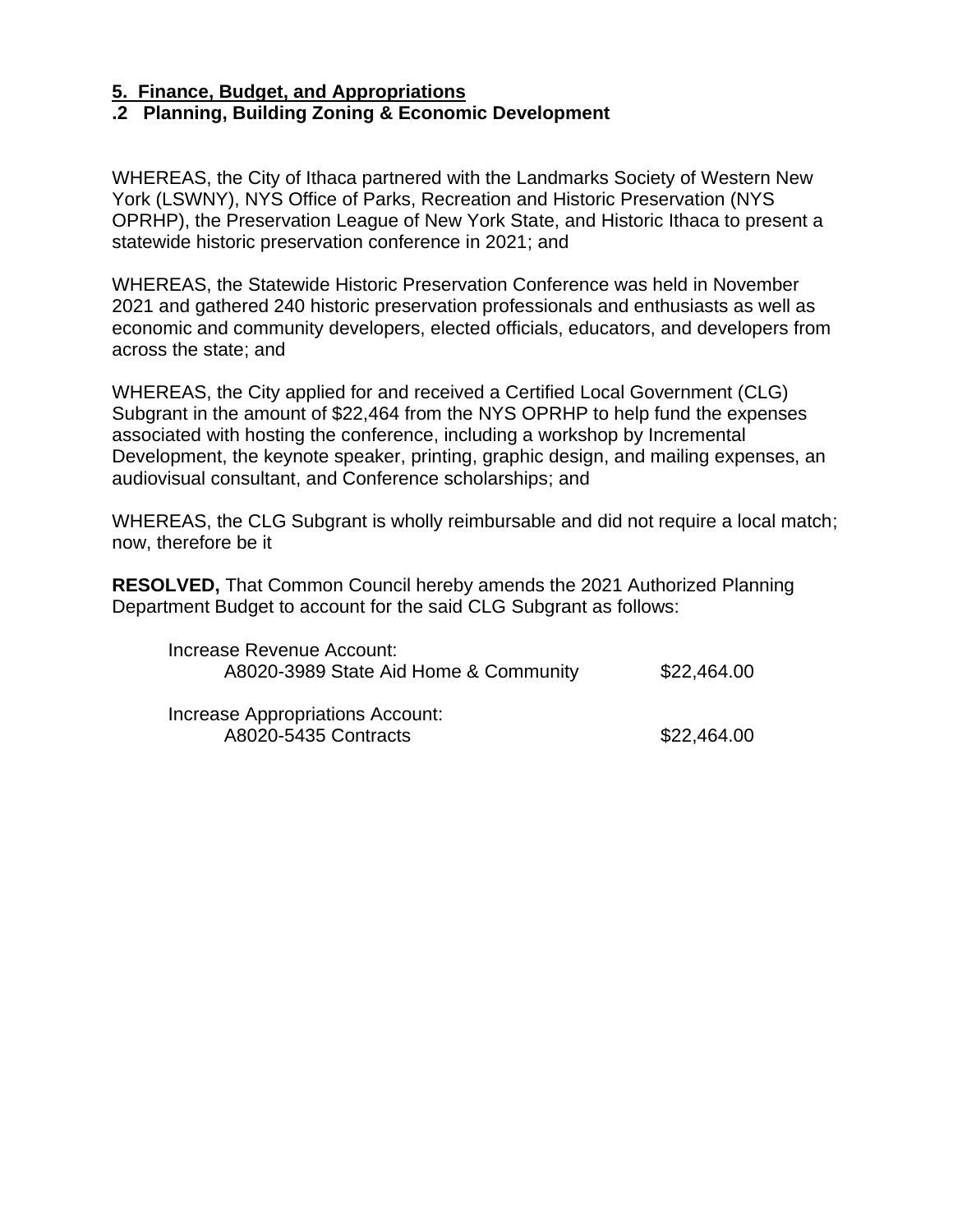## 5. Finance, Budget, and Appropriations

### .2 Planning, Building Zoning & Economic Development

WHEREAS, the City of Ithaca partnered with the Landmarks Society of Western New York (LSWNY), NYS Office of Parks, Recreation and Historic Preservation (NYS OPRHP), the Preservation League of New York State, and Historic Ithaca to present a statewide historic preservation conference in 2021; and

WHEREAS, the Statewide Historic Preservation Conference was held in November 2021 and gathered 240 historic preservation professionals and enthusiasts as well as economic and community developers, elected officials, educators, and developers from across the state; and

WHEREAS, the City applied for and received a Certified Local Government (CLG) Subgrant in the amount of $22,464 from the NYS OPRHP to help fund the expenses associated with hosting the conference, including a workshop by Incremental Development, the keynote speaker, printing, graphic design, and mailing expenses, an audiovisual consultant, and Conference scholarships; and

WHEREAS, the CLG Subgrant is wholly reimbursable and did not require a local match; now, therefore be it

**RESOLVED,** That Common Council hereby amends the 2021 Authorized Planning Department Budget to account for the said CLG Subgrant as follows:

Increase Revenue Account:

| | |
|---|---|
| A8020-3989 State Aid Home & Community | $22,464.00 |

Increase Appropriations Account:

| | |
|---|---|
| A8020-5435 Contracts | $22,464.00 |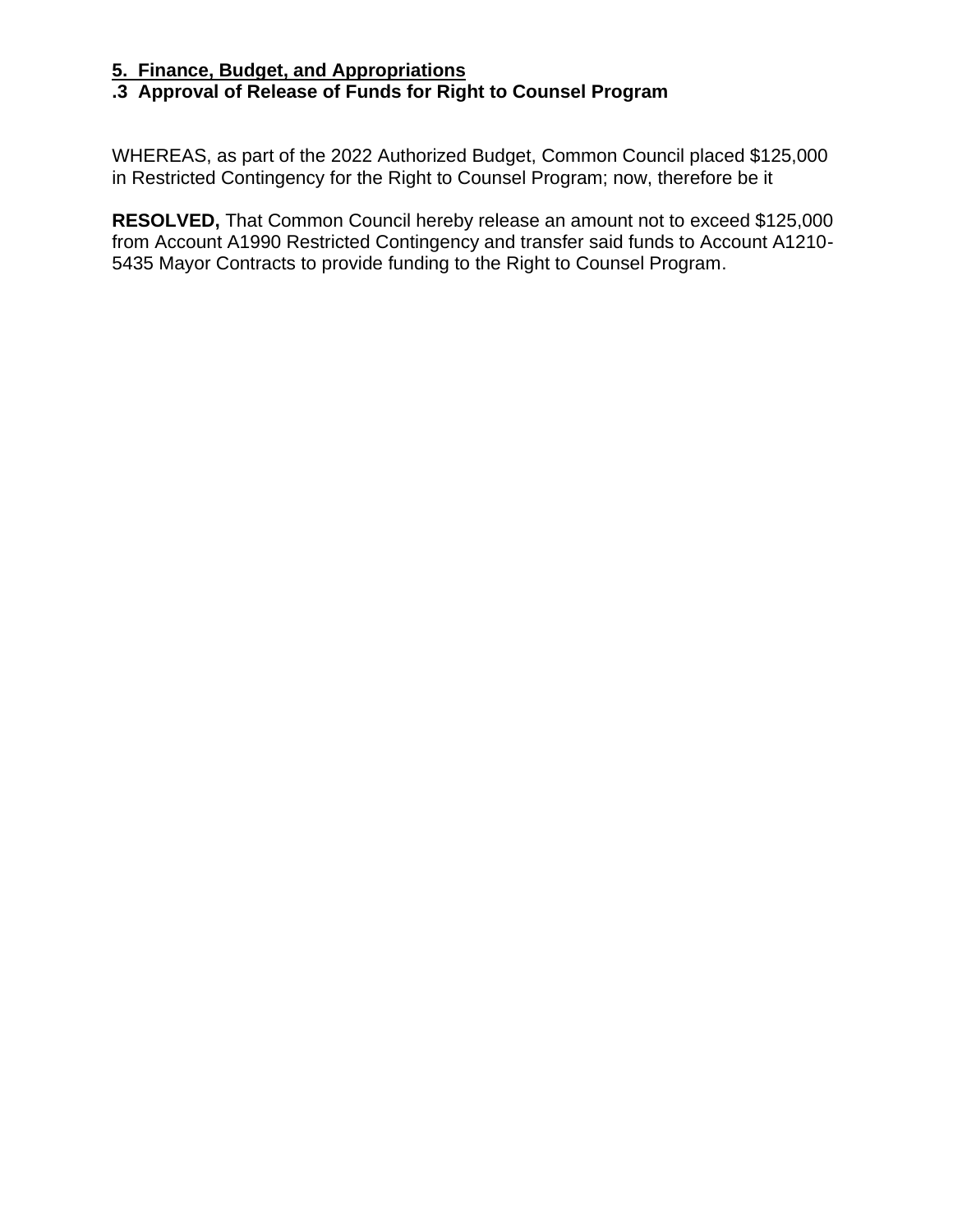**5. Finance, Budget, and Appropriations**
**.3 Approval of Release of Funds for Right to Counsel Program**

WHEREAS, as part of the 2022 Authorized Budget, Common Council placed $125,000 in Restricted Contingency for the Right to Counsel Program; now, therefore be it

**RESOLVED,** That Common Council hereby release an amount not to exceed $125,000 from Account A1990 Restricted Contingency and transfer said funds to Account A1210-5435 Mayor Contracts to provide funding to the Right to Counsel Program.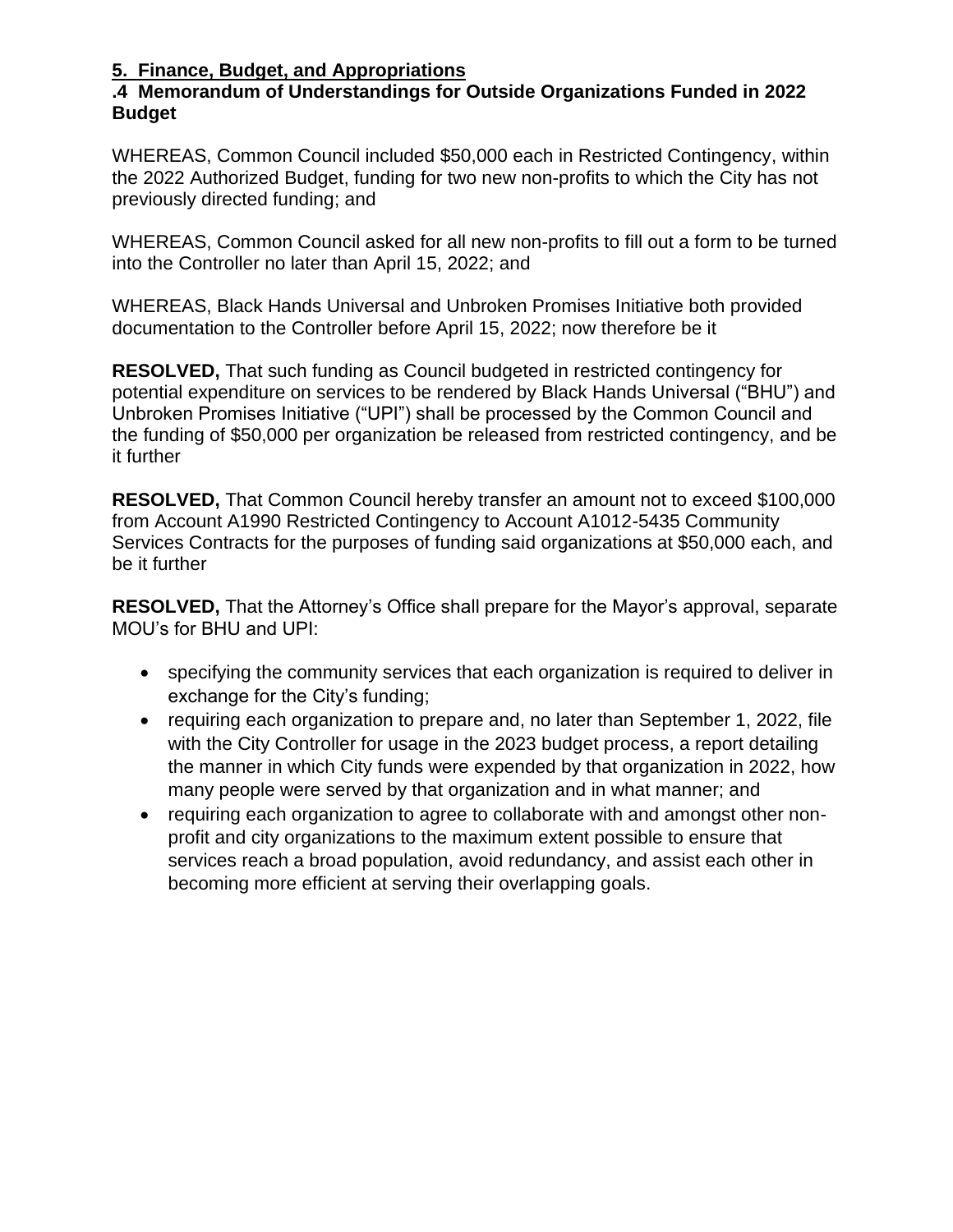## 5. Finance, Budget, and Appropriations

### .4 Memorandum of Understandings for Outside Organizations Funded in 2022 Budget

WHEREAS, Common Council included $50,000 each in Restricted Contingency, within the 2022 Authorized Budget, funding for two new non-profits to which the City has not previously directed funding; and

WHEREAS, Common Council asked for all new non-profits to fill out a form to be turned into the Controller no later than April 15, 2022; and

WHEREAS, Black Hands Universal and Unbroken Promises Initiative both provided documentation to the Controller before April 15, 2022; now therefore be it

**RESOLVED,** That such funding as Council budgeted in restricted contingency for potential expenditure on services to be rendered by Black Hands Universal ("BHU") and Unbroken Promises Initiative ("UPI") shall be processed by the Common Council and the funding of $50,000 per organization be released from restricted contingency, and be it further

**RESOLVED,** That Common Council hereby transfer an amount not to exceed $100,000 from Account A1990 Restricted Contingency to Account A1012-5435 Community Services Contracts for the purposes of funding said organizations at $50,000 each, and be it further

**RESOLVED,** That the Attorney's Office shall prepare for the Mayor's approval, separate MOU's for BHU and UPI:

- specifying the community services that each organization is required to deliver in exchange for the City's funding;
- requiring each organization to prepare and, no later than September 1, 2022, file with the City Controller for usage in the 2023 budget process, a report detailing the manner in which City funds were expended by that organization in 2022, how many people were served by that organization and in what manner; and
- requiring each organization to agree to collaborate with and amongst other non-profit and city organizations to the maximum extent possible to ensure that services reach a broad population, avoid redundancy, and assist each other in becoming more efficient at serving their overlapping goals.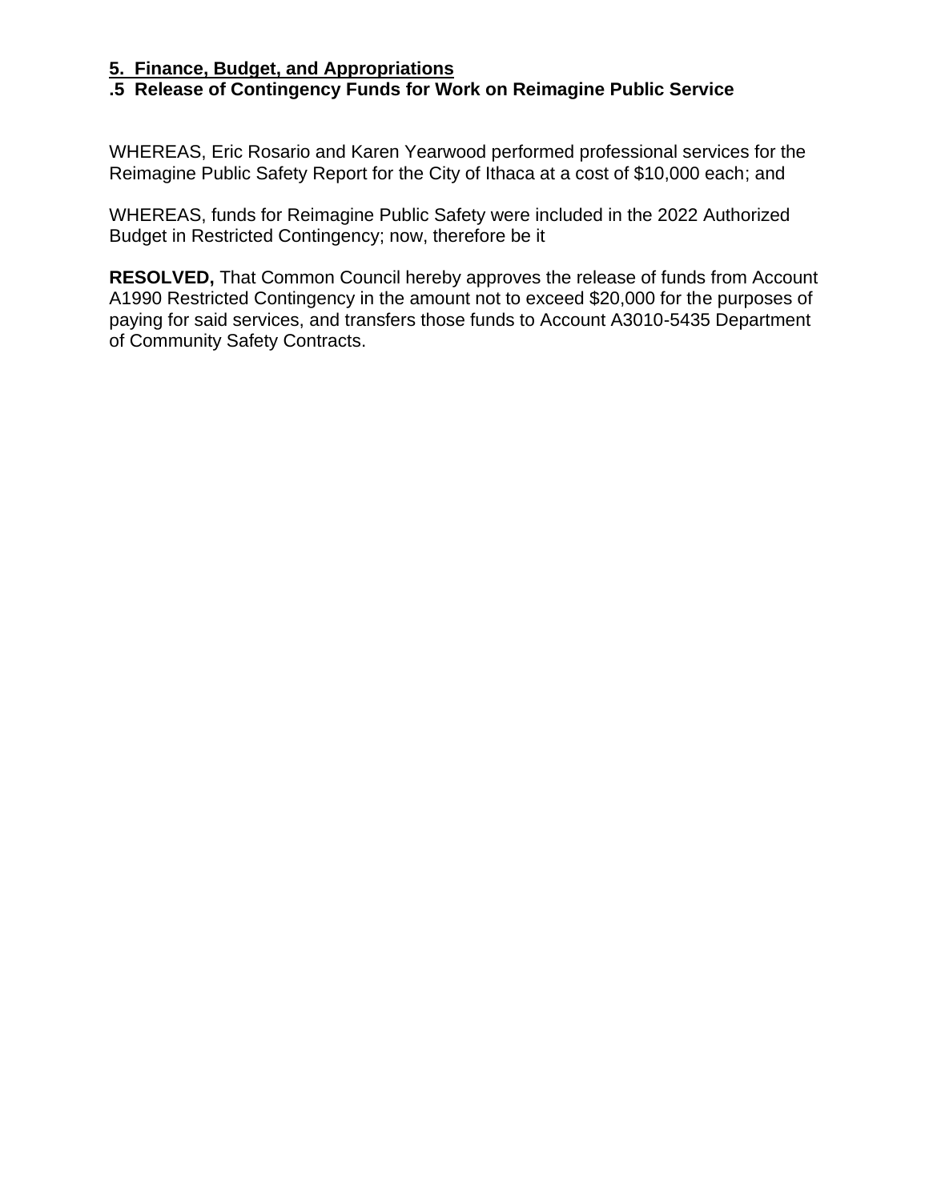**5. Finance, Budget, and Appropriations**

**.5 Release of Contingency Funds for Work on Reimagine Public Service**

WHEREAS, Eric Rosario and Karen Yearwood performed professional services for the Reimagine Public Safety Report for the City of Ithaca at a cost of $10,000 each; and

WHEREAS, funds for Reimagine Public Safety were included in the 2022 Authorized Budget in Restricted Contingency; now, therefore be it

**RESOLVED,** That Common Council hereby approves the release of funds from Account A1990 Restricted Contingency in the amount not to exceed $20,000 for the purposes of paying for said services, and transfers those funds to Account A3010-5435 Department of Community Safety Contracts.